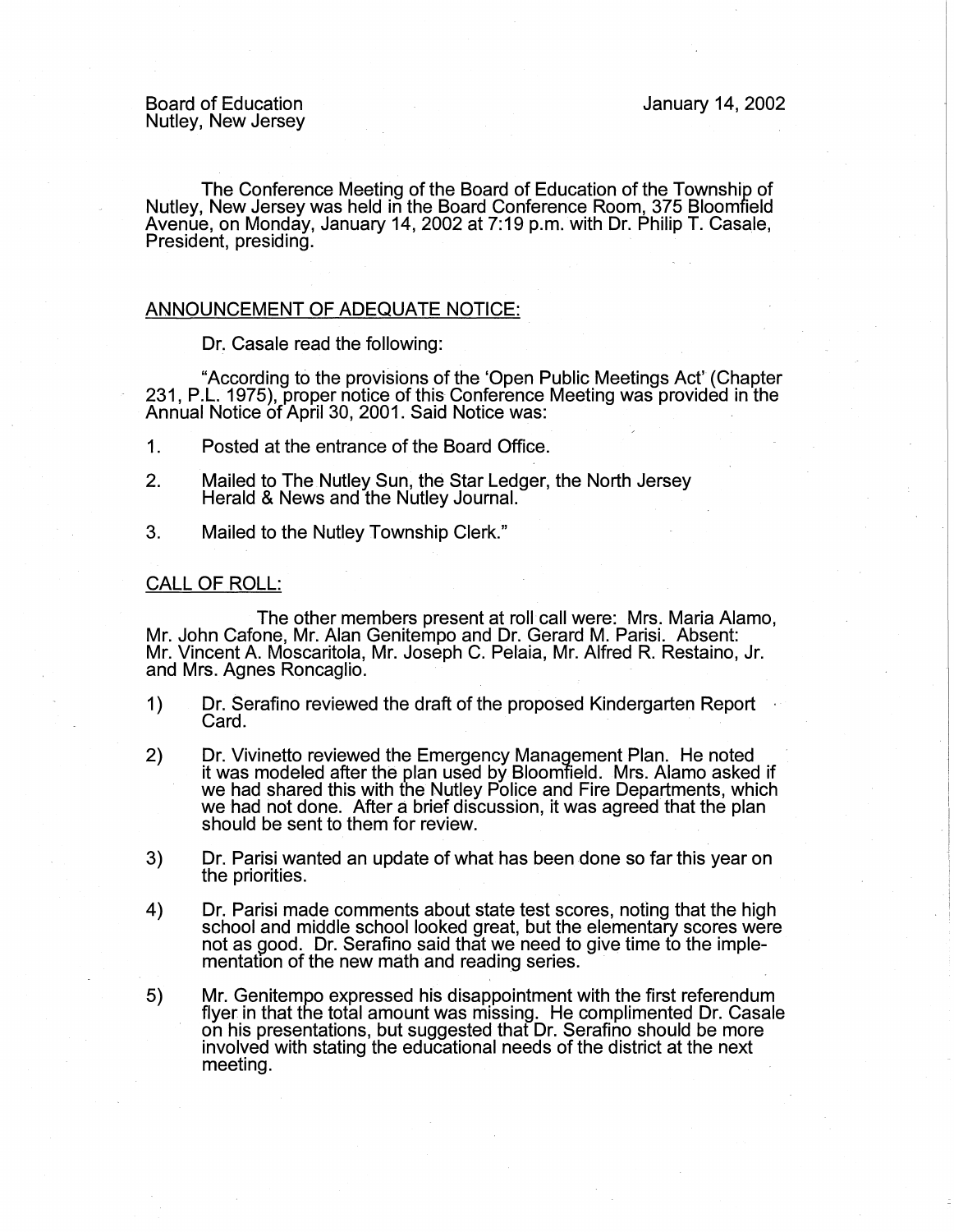Board of Education
Nutley, New Jersey

January 14, 2002

The Conference Meeting of the Board of Education of the Township of Nutley, New Jersey was held in the Board Conference Room, 375 Bloomfield Avenue, on Monday, January 14, 2002 at 7:19 p.m. with Dr. Philip T. Casale, President, presiding.

## ANNOUNCEMENT OF ADEQUATE NOTICE:

Dr. Casale read the following:

"According to the provisions of the 'Open Public Meetings Act' (Chapter 231, P.L. 1975), proper notice of this Conference Meeting was provided in the Annual Notice of April 30, 2001. Said Notice was:

1. Posted at the entrance of the Board Office.
2. Mailed to The Nutley Sun, the Star Ledger, the North Jersey Herald & News and the Nutley Journal.
3. Mailed to the Nutley Township Clerk."

## CALL OF ROLL:

The other members present at roll call were: Mrs. Maria Alamo, Mr. John Cafone, Mr. Alan Genitempo and Dr. Gerard M. Parisi. Absent: Mr. Vincent A. Moscaritola, Mr. Joseph C. Pelaia, Mr. Alfred R. Restaino, Jr. and Mrs. Agnes Roncaglio.

1) Dr. Serafino reviewed the draft of the proposed Kindergarten Report Card.

2) Dr. Vivinetto reviewed the Emergency Management Plan. He noted it was modeled after the plan used by Bloomfield. Mrs. Alamo asked if we had shared this with the Nutley Police and Fire Departments, which we had not done. After a brief discussion, it was agreed that the plan should be sent to them for review.

3) Dr. Parisi wanted an update of what has been done so far this year on the priorities.

4) Dr. Parisi made comments about state test scores, noting that the high school and middle school looked great, but the elementary scores were not as good. Dr. Serafino said that we need to give time to the implementation of the new math and reading series.

5) Mr. Genitempo expressed his disappointment with the first referendum flyer in that the total amount was missing. He complimented Dr. Casale on his presentations, but suggested that Dr. Serafino should be more involved with stating the educational needs of the district at the next meeting.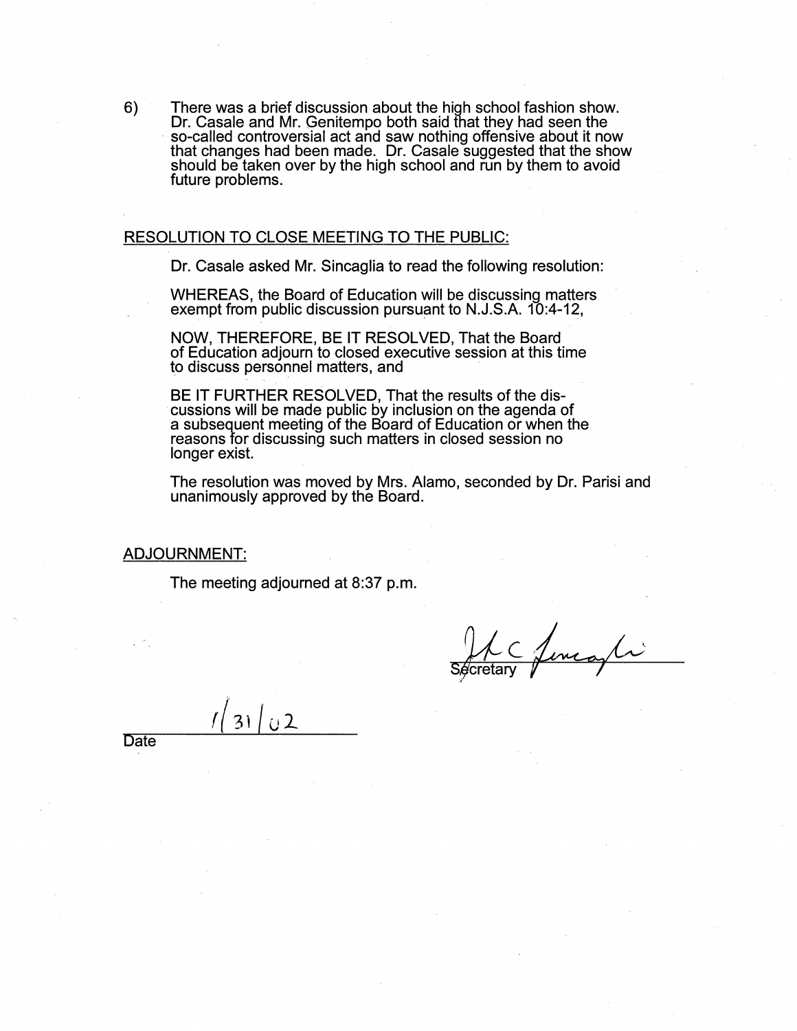6) There was a brief discussion about the high school fashion show. Dr. Casale and Mr. Genitempo both said that they had seen the so-called controversial act and saw nothing offensive about it now that changes had been made. Dr. Casale suggested that the show should be taken over by the high school and run by them to avoid future problems.

<u>RESOLUTION TO CLOSE MEETING TO THE PUBLIC:</u>

Dr. Casale asked Mr. Sincaglia to read the following resolution:

WHEREAS, the Board of Education will be discussing matters exempt from public discussion pursuant to N.J.S.A. 10:4-12,

NOW, THEREFORE, BE IT RESOLVED, That the Board of Education adjourn to closed executive session at this time to discuss personnel matters, and

BE IT FURTHER RESOLVED, That the results of the discussions will be made public by inclusion on the agenda of a subsequent meeting of the Board of Education or when the reasons for discussing such matters in closed session no longer exist.

The resolution was moved by Mrs. Alamo, seconded by Dr. Parisi and unanimously approved by the Board.

<u>ADJOURNMENT:</u>

The meeting adjourned at 8:37 p.m.

J. C. Sincaglia
Secretary

1/31/02
Date